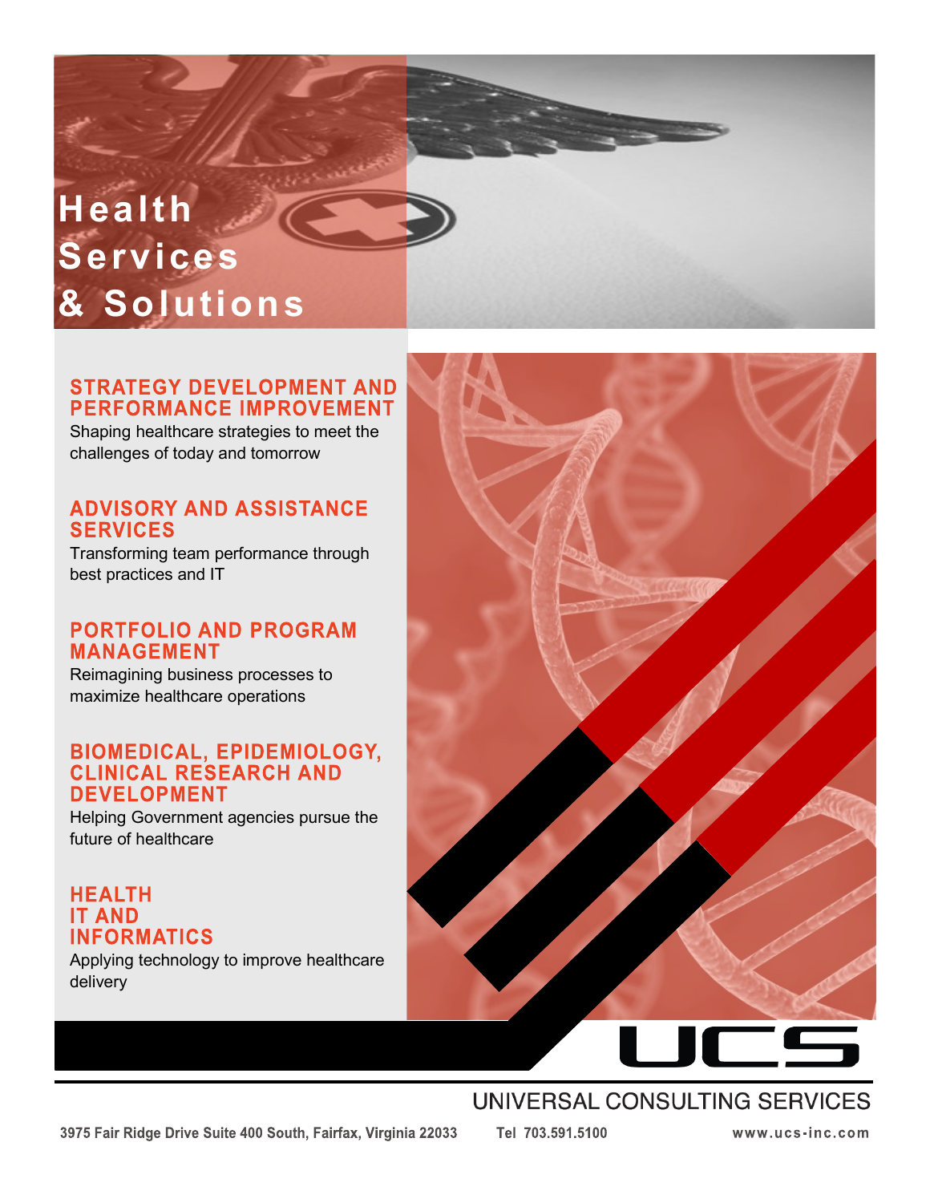# Health Services & Solutions

## STRATEGY DEVELOPMENT AND PERFORMANCE IMPROVEMENT

Shaping healthcare strategies to meet the challenges of today and tomorrow

## ADVISORY AND ASSISTANCE SERVICES

Transforming team performance through best practices and IT

## PORTFOLIO AND PROGRAM MANAGEMENT

Reimagining business processes to maximize healthcare operations

## BIOMEDICAL, EPIDEMIOLOGY, CLINICAL RESEARCH AND DEVELOPMENT

Helping Government agencies pursue the future of healthcare

## HEALTH IT AND INFORMATICS

Applying technology to improve healthcare delivery

UCS

UNIVERSAL CONSULTING SERVICES

3975 Fair Ridge Drive Suite 400 South, Fairfax, Virginia 22033 Tel 703.591.5100 www.ucs-inc.com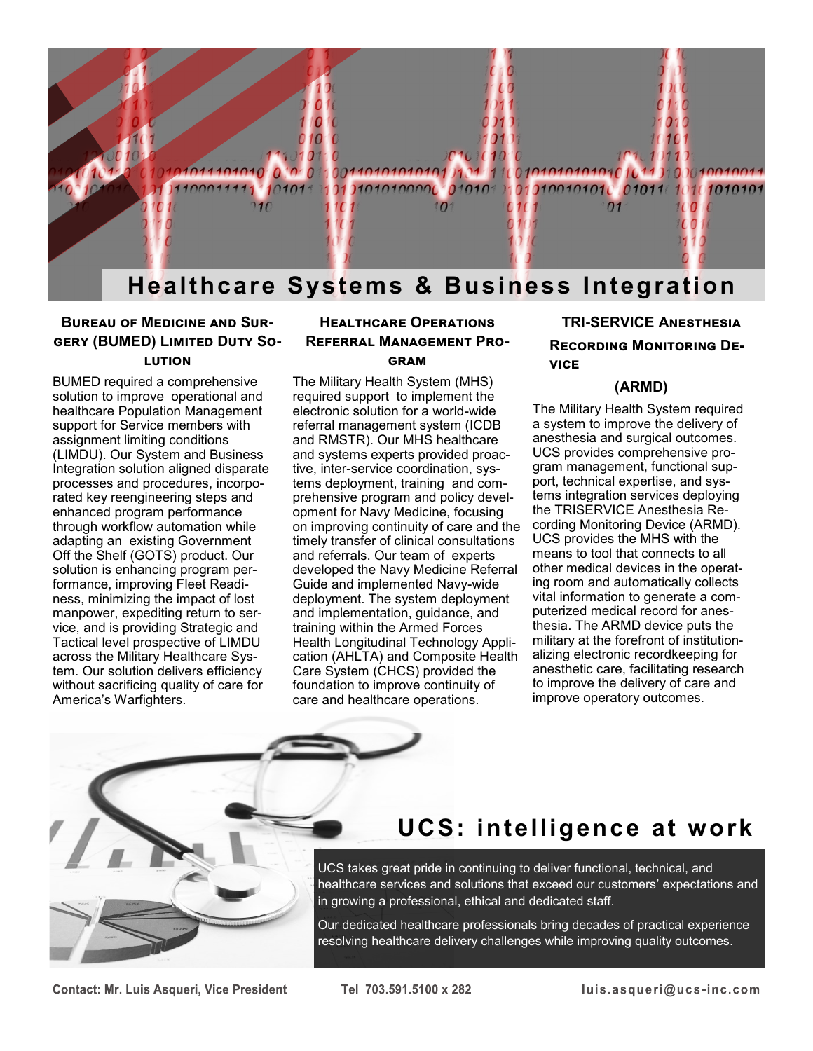# Healthcare Systems & Business Integration

## Bureau of Medicine and Surgery (BUMED) Limited Duty Solution

BUMED required a comprehensive solution to improve operational and healthcare Population Management support for Service members with assignment limiting conditions (LIMDU). Our System and Business Integration solution aligned disparate processes and procedures, incorporated key reengineering steps and enhanced program performance through workflow automation while adapting an existing Government Off the Shelf (GOTS) product. Our solution is enhancing program performance, improving Fleet Readiness, minimizing the impact of lost manpower, expediting return to service, and is providing Strategic and Tactical level prospective of LIMDU across the Military Healthcare System. Our solution delivers efficiency without sacrificing quality of care for America's Warfighters.

## Healthcare Operations Referral Management Program

The Military Health System (MHS) required support to implement the electronic solution for a world-wide referral management system (ICDB and RMSTR). Our MHS healthcare and systems experts provided proactive, inter-service coordination, systems deployment, training and comprehensive program and policy development for Navy Medicine, focusing on improving continuity of care and the timely transfer of clinical consultations and referrals. Our team of experts developed the Navy Medicine Referral Guide and implemented Navy-wide deployment. The system deployment and implementation, guidance, and training within the Armed Forces Health Longitudinal Technology Application (AHLTA) and Composite Health Care System (CHCS) provided the foundation to improve continuity of care and healthcare operations.

## TRI-SERVICE Anesthesia Recording Monitoring Device (ARMD)

The Military Health System required a system to improve the delivery of anesthesia and surgical outcomes. UCS provides comprehensive program management, functional support, technical expertise, and systems integration services deploying the TRISERVICE Anesthesia Recording Monitoring Device (ARMD). UCS provides the MHS with the means to tool that connects to all other medical devices in the operating room and automatically collects vital information to generate a computerized medical record for anesthesia. The ARMD device puts the military at the forefront of institutionalizing electronic recordkeeping for anesthetic care, facilitating research to improve the delivery of care and improve operatory outcomes.

## UCS: intelligence at work

UCS takes great pride in continuing to deliver functional, technical, and healthcare services and solutions that exceed our customers' expectations and in growing a professional, ethical and dedicated staff.

Our dedicated healthcare professionals bring decades of practical experience resolving healthcare delivery challenges while improving quality outcomes.

Contact: Mr. Luis Asqueri, Vice President    Tel 703.591.5100 x 282    luis.asqueri@ucs-inc.com